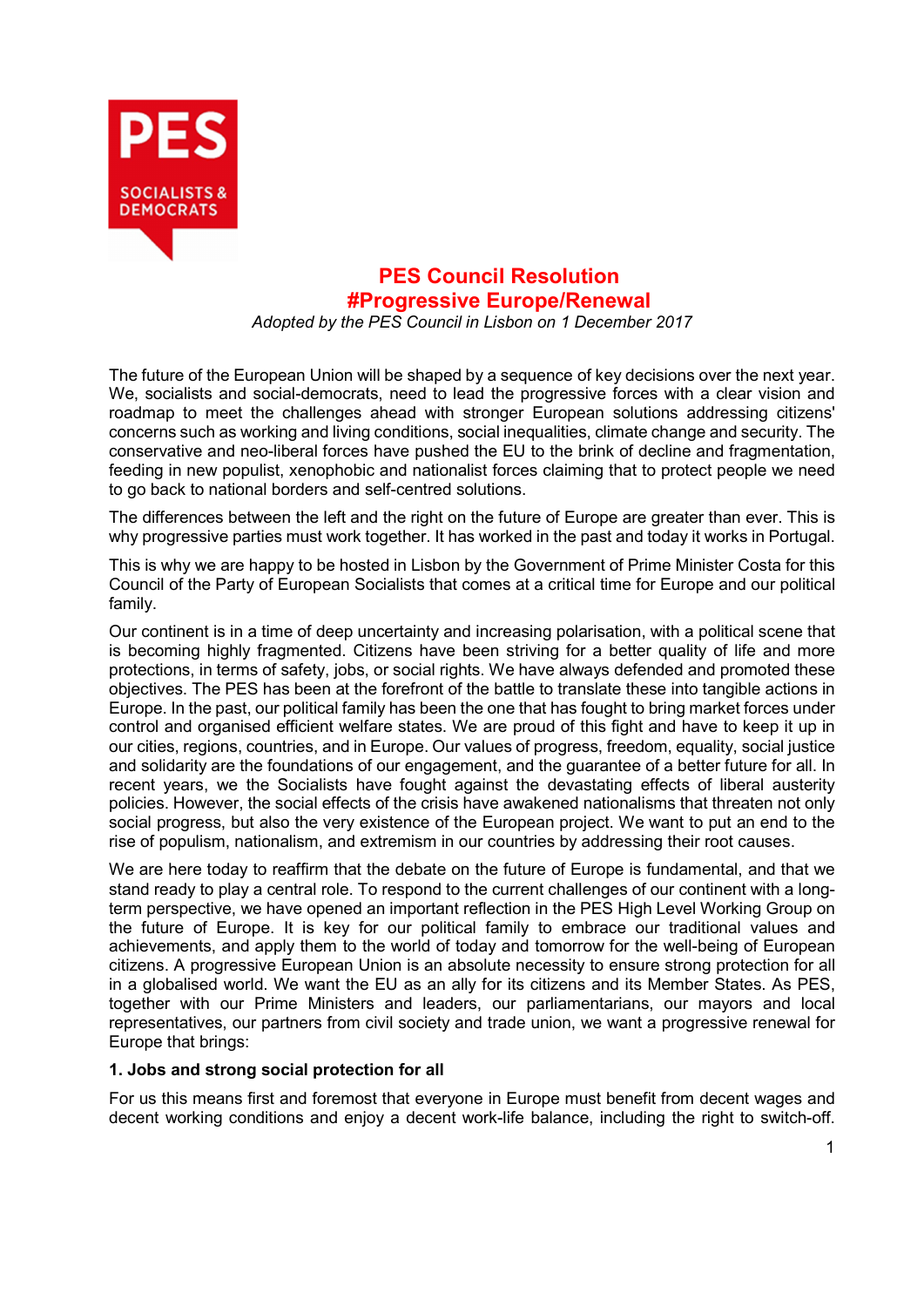# PES Council Resolution
# #Progressive Europe/Renewal

*Adopted by the PES Council in Lisbon on 1 December 2017*

The future of the European Union will be shaped by a sequence of key decisions over the next year. We, socialists and social-democrats, need to lead the progressive forces with a clear vision and roadmap to meet the challenges ahead with stronger European solutions addressing citizens' concerns such as working and living conditions, social inequalities, climate change and security. The conservative and neo-liberal forces have pushed the EU to the brink of decline and fragmentation, feeding in new populist, xenophobic and nationalist forces claiming that to protect people we need to go back to national borders and self-centred solutions.

The differences between the left and the right on the future of Europe are greater than ever. This is why progressive parties must work together. It has worked in the past and today it works in Portugal.

This is why we are happy to be hosted in Lisbon by the Government of Prime Minister Costa for this Council of the Party of European Socialists that comes at a critical time for Europe and our political family.

Our continent is in a time of deep uncertainty and increasing polarisation, with a political scene that is becoming highly fragmented. Citizens have been striving for a better quality of life and more protections, in terms of safety, jobs, or social rights. We have always defended and promoted these objectives. The PES has been at the forefront of the battle to translate these into tangible actions in Europe. In the past, our political family has been the one that has fought to bring market forces under control and organised efficient welfare states. We are proud of this fight and have to keep it up in our cities, regions, countries, and in Europe. Our values of progress, freedom, equality, social justice and solidarity are the foundations of our engagement, and the guarantee of a better future for all. In recent years, we the Socialists have fought against the devastating effects of liberal austerity policies. However, the social effects of the crisis have awakened nationalisms that threaten not only social progress, but also the very existence of the European project. We want to put an end to the rise of populism, nationalism, and extremism in our countries by addressing their root causes.

We are here today to reaffirm that the debate on the future of Europe is fundamental, and that we stand ready to play a central role. To respond to the current challenges of our continent with a long-term perspective, we have opened an important reflection in the PES High Level Working Group on the future of Europe. It is key for our political family to embrace our traditional values and achievements, and apply them to the world of today and tomorrow for the well-being of European citizens. A progressive European Union is an absolute necessity to ensure strong protection for all in a globalised world. We want the EU as an ally for its citizens and its Member States. As PES, together with our Prime Ministers and leaders, our parliamentarians, our mayors and local representatives, our partners from civil society and trade union, we want a progressive renewal for Europe that brings:

**1. Jobs and strong social protection for all**

For us this means first and foremost that everyone in Europe must benefit from decent wages and decent working conditions and enjoy a decent work-life balance, including the right to switch-off.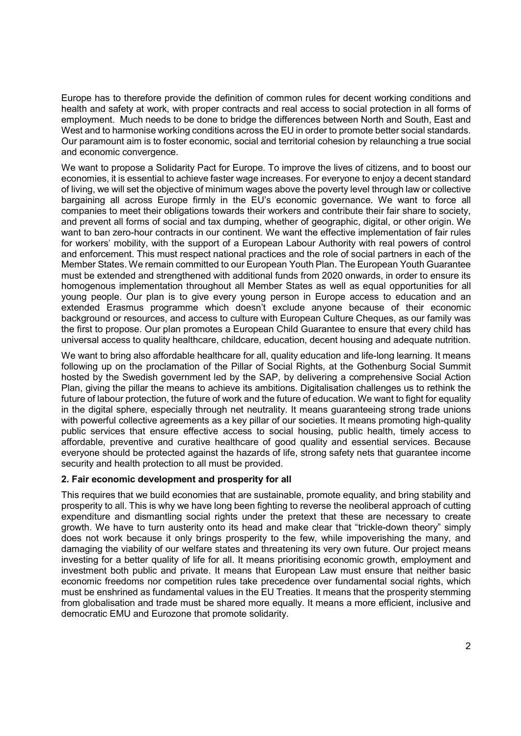Europe has to therefore provide the definition of common rules for decent working conditions and health and safety at work, with proper contracts and real access to social protection in all forms of employment. Much needs to be done to bridge the differences between North and South, East and West and to harmonise working conditions across the EU in order to promote better social standards. Our paramount aim is to foster economic, social and territorial cohesion by relaunching a true social and economic convergence.

We want to propose a Solidarity Pact for Europe. To improve the lives of citizens, and to boost our economies, it is essential to achieve faster wage increases. For everyone to enjoy a decent standard of living, we will set the objective of minimum wages above the poverty level through law or collective bargaining all across Europe firmly in the EU's economic governance. We want to force all companies to meet their obligations towards their workers and contribute their fair share to society, and prevent all forms of social and tax dumping, whether of geographic, digital, or other origin. We want to ban zero-hour contracts in our continent. We want the effective implementation of fair rules for workers' mobility, with the support of a European Labour Authority with real powers of control and enforcement. This must respect national practices and the role of social partners in each of the Member States. We remain committed to our European Youth Plan. The European Youth Guarantee must be extended and strengthened with additional funds from 2020 onwards, in order to ensure its homogenous implementation throughout all Member States as well as equal opportunities for all young people. Our plan is to give every young person in Europe access to education and an extended Erasmus programme which doesn't exclude anyone because of their economic background or resources, and access to culture with European Culture Cheques, as our family was the first to propose. Our plan promotes a European Child Guarantee to ensure that every child has universal access to quality healthcare, childcare, education, decent housing and adequate nutrition.

We want to bring also affordable healthcare for all, quality education and life-long learning. It means following up on the proclamation of the Pillar of Social Rights, at the Gothenburg Social Summit hosted by the Swedish government led by the SAP, by delivering a comprehensive Social Action Plan, giving the pillar the means to achieve its ambitions. Digitalisation challenges us to rethink the future of labour protection, the future of work and the future of education. We want to fight for equality in the digital sphere, especially through net neutrality. It means guaranteeing strong trade unions with powerful collective agreements as a key pillar of our societies. It means promoting high-quality public services that ensure effective access to social housing, public health, timely access to affordable, preventive and curative healthcare of good quality and essential services. Because everyone should be protected against the hazards of life, strong safety nets that guarantee income security and health protection to all must be provided.

### 2. Fair economic development and prosperity for all

This requires that we build economies that are sustainable, promote equality, and bring stability and prosperity to all. This is why we have long been fighting to reverse the neoliberal approach of cutting expenditure and dismantling social rights under the pretext that these are necessary to create growth. We have to turn austerity onto its head and make clear that "trickle-down theory" simply does not work because it only brings prosperity to the few, while impoverishing the many, and damaging the viability of our welfare states and threatening its very own future. Our project means investing for a better quality of life for all. It means prioritising economic growth, employment and investment both public and private. It means that European Law must ensure that neither basic economic freedoms nor competition rules take precedence over fundamental social rights, which must be enshrined as fundamental values in the EU Treaties. It means that the prosperity stemming from globalisation and trade must be shared more equally. It means a more efficient, inclusive and democratic EMU and Eurozone that promote solidarity.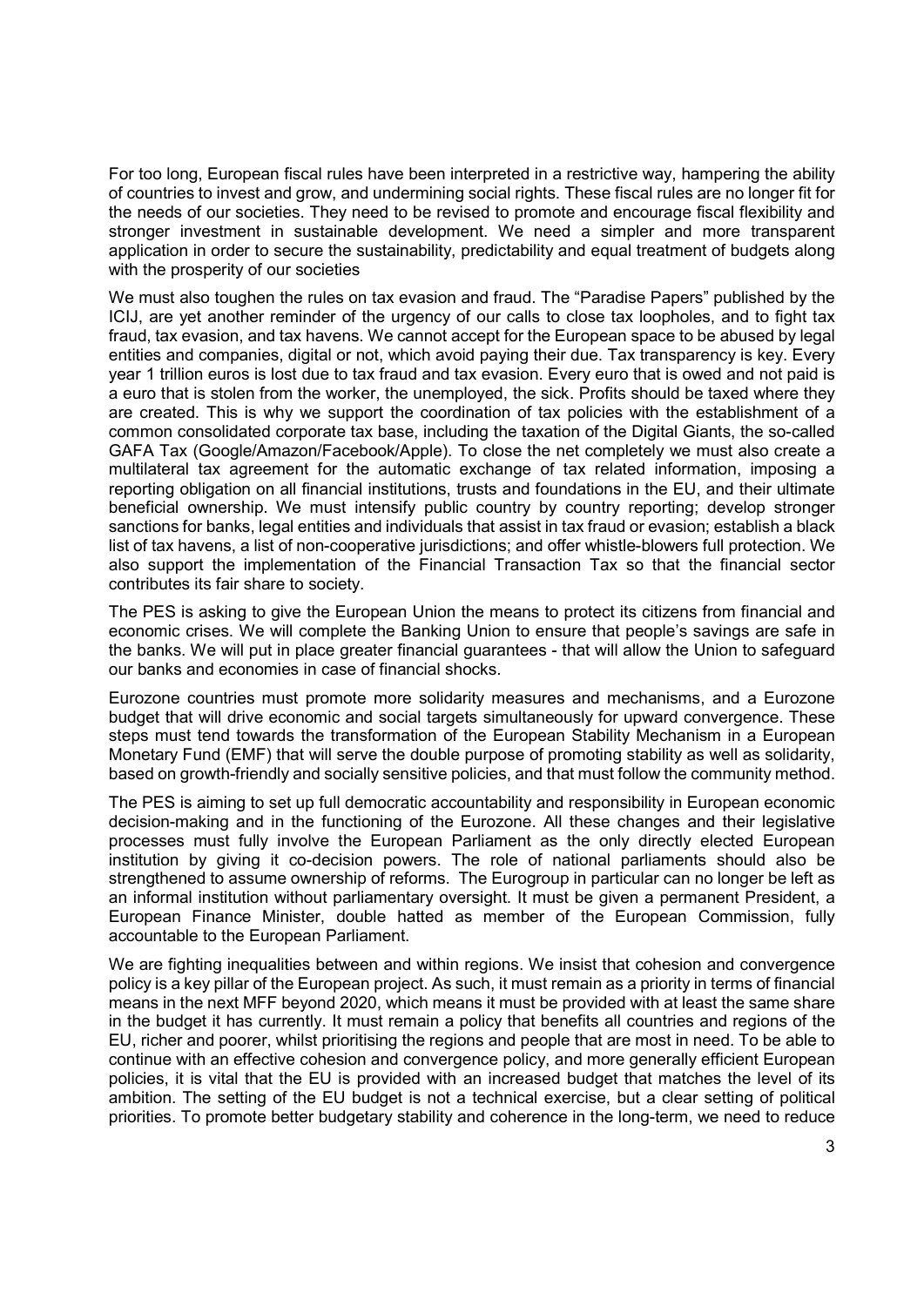For too long, European fiscal rules have been interpreted in a restrictive way, hampering the ability of countries to invest and grow, and undermining social rights. These fiscal rules are no longer fit for the needs of our societies. They need to be revised to promote and encourage fiscal flexibility and stronger investment in sustainable development. We need a simpler and more transparent application in order to secure the sustainability, predictability and equal treatment of budgets along with the prosperity of our societies

We must also toughen the rules on tax evasion and fraud. The "Paradise Papers" published by the ICIJ, are yet another reminder of the urgency of our calls to close tax loopholes, and to fight tax fraud, tax evasion, and tax havens. We cannot accept for the European space to be abused by legal entities and companies, digital or not, which avoid paying their due. Tax transparency is key. Every year 1 trillion euros is lost due to tax fraud and tax evasion. Every euro that is owed and not paid is a euro that is stolen from the worker, the unemployed, the sick. Profits should be taxed where they are created. This is why we support the coordination of tax policies with the establishment of a common consolidated corporate tax base, including the taxation of the Digital Giants, the so-called GAFA Tax (Google/Amazon/Facebook/Apple). To close the net completely we must also create a multilateral tax agreement for the automatic exchange of tax related information, imposing a reporting obligation on all financial institutions, trusts and foundations in the EU, and their ultimate beneficial ownership. We must intensify public country by country reporting; develop stronger sanctions for banks, legal entities and individuals that assist in tax fraud or evasion; establish a black list of tax havens, a list of non-cooperative jurisdictions; and offer whistle-blowers full protection. We also support the implementation of the Financial Transaction Tax so that the financial sector contributes its fair share to society.

The PES is asking to give the European Union the means to protect its citizens from financial and economic crises. We will complete the Banking Union to ensure that people's savings are safe in the banks. We will put in place greater financial guarantees - that will allow the Union to safeguard our banks and economies in case of financial shocks.

Eurozone countries must promote more solidarity measures and mechanisms, and a Eurozone budget that will drive economic and social targets simultaneously for upward convergence. These steps must tend towards the transformation of the European Stability Mechanism in a European Monetary Fund (EMF) that will serve the double purpose of promoting stability as well as solidarity, based on growth-friendly and socially sensitive policies, and that must follow the community method.

The PES is aiming to set up full democratic accountability and responsibility in European economic decision-making and in the functioning of the Eurozone. All these changes and their legislative processes must fully involve the European Parliament as the only directly elected European institution by giving it co-decision powers. The role of national parliaments should also be strengthened to assume ownership of reforms. The Eurogroup in particular can no longer be left as an informal institution without parliamentary oversight. It must be given a permanent President, a European Finance Minister, double hatted as member of the European Commission, fully accountable to the European Parliament.

We are fighting inequalities between and within regions. We insist that cohesion and convergence policy is a key pillar of the European project. As such, it must remain as a priority in terms of financial means in the next MFF beyond 2020, which means it must be provided with at least the same share in the budget it has currently. It must remain a policy that benefits all countries and regions of the EU, richer and poorer, whilst prioritising the regions and people that are most in need. To be able to continue with an effective cohesion and convergence policy, and more generally efficient European policies, it is vital that the EU is provided with an increased budget that matches the level of its ambition. The setting of the EU budget is not a technical exercise, but a clear setting of political priorities. To promote better budgetary stability and coherence in the long-term, we need to reduce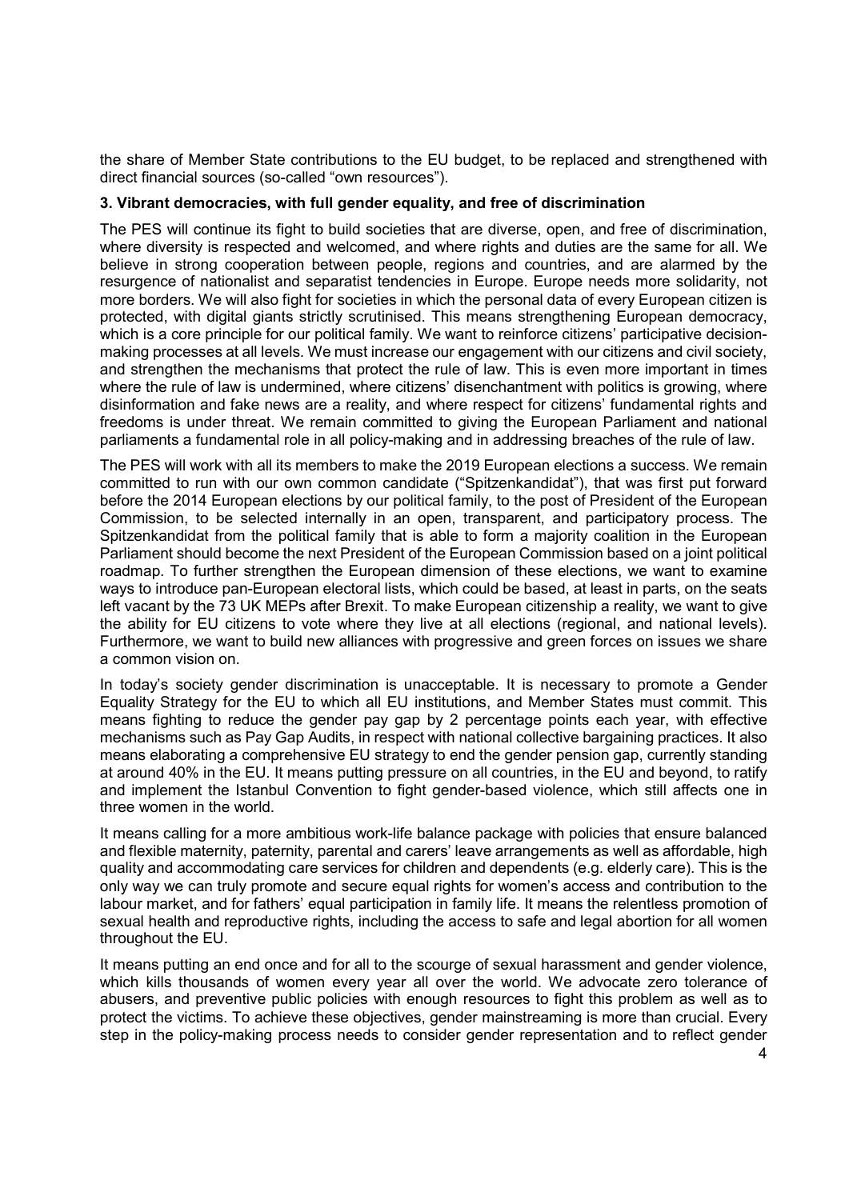the share of Member State contributions to the EU budget, to be replaced and strengthened with direct financial sources (so-called "own resources").

### 3. Vibrant democracies, with full gender equality, and free of discrimination

The PES will continue its fight to build societies that are diverse, open, and free of discrimination, where diversity is respected and welcomed, and where rights and duties are the same for all. We believe in strong cooperation between people, regions and countries, and are alarmed by the resurgence of nationalist and separatist tendencies in Europe. Europe needs more solidarity, not more borders. We will also fight for societies in which the personal data of every European citizen is protected, with digital giants strictly scrutinised. This means strengthening European democracy, which is a core principle for our political family. We want to reinforce citizens' participative decision-making processes at all levels. We must increase our engagement with our citizens and civil society, and strengthen the mechanisms that protect the rule of law. This is even more important in times where the rule of law is undermined, where citizens' disenchantment with politics is growing, where disinformation and fake news are a reality, and where respect for citizens' fundamental rights and freedoms is under threat. We remain committed to giving the European Parliament and national parliaments a fundamental role in all policy-making and in addressing breaches of the rule of law.

The PES will work with all its members to make the 2019 European elections a success. We remain committed to run with our own common candidate ("Spitzenkandidat"), that was first put forward before the 2014 European elections by our political family, to the post of President of the European Commission, to be selected internally in an open, transparent, and participatory process. The Spitzenkandidat from the political family that is able to form a majority coalition in the European Parliament should become the next President of the European Commission based on a joint political roadmap. To further strengthen the European dimension of these elections, we want to examine ways to introduce pan-European electoral lists, which could be based, at least in parts, on the seats left vacant by the 73 UK MEPs after Brexit. To make European citizenship a reality, we want to give the ability for EU citizens to vote where they live at all elections (regional, and national levels). Furthermore, we want to build new alliances with progressive and green forces on issues we share a common vision on.

In today's society gender discrimination is unacceptable. It is necessary to promote a Gender Equality Strategy for the EU to which all EU institutions, and Member States must commit. This means fighting to reduce the gender pay gap by 2 percentage points each year, with effective mechanisms such as Pay Gap Audits, in respect with national collective bargaining practices. It also means elaborating a comprehensive EU strategy to end the gender pension gap, currently standing at around 40% in the EU. It means putting pressure on all countries, in the EU and beyond, to ratify and implement the Istanbul Convention to fight gender-based violence, which still affects one in three women in the world.

It means calling for a more ambitious work-life balance package with policies that ensure balanced and flexible maternity, paternity, parental and carers' leave arrangements as well as affordable, high quality and accommodating care services for children and dependents (e.g. elderly care). This is the only way we can truly promote and secure equal rights for women's access and contribution to the labour market, and for fathers' equal participation in family life. It means the relentless promotion of sexual health and reproductive rights, including the access to safe and legal abortion for all women throughout the EU.

It means putting an end once and for all to the scourge of sexual harassment and gender violence, which kills thousands of women every year all over the world. We advocate zero tolerance of abusers, and preventive public policies with enough resources to fight this problem as well as to protect the victims. To achieve these objectives, gender mainstreaming is more than crucial. Every step in the policy-making process needs to consider gender representation and to reflect gender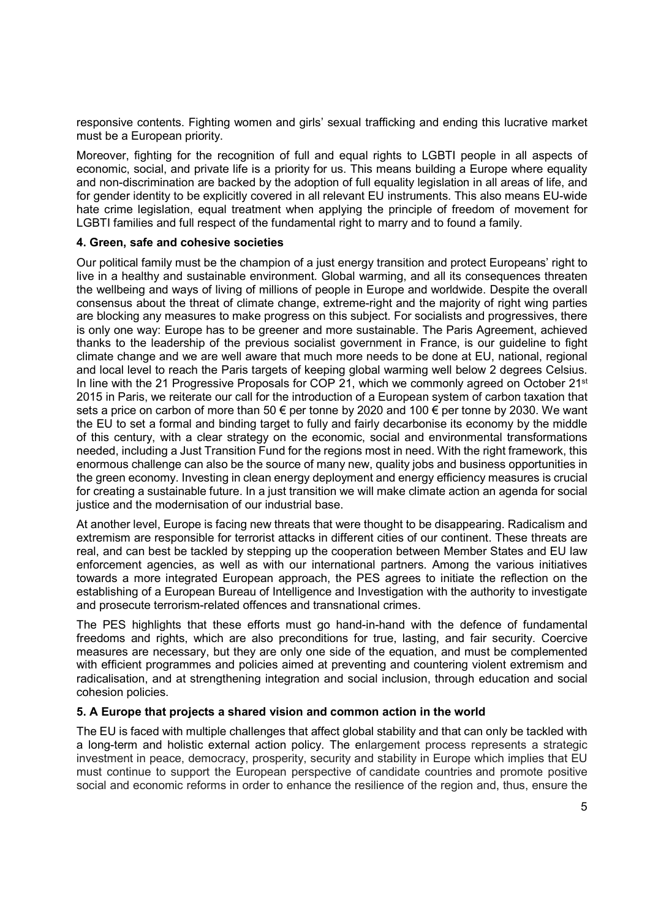responsive contents. Fighting women and girls' sexual trafficking and ending this lucrative market must be a European priority.

Moreover, fighting for the recognition of full and equal rights to LGBTI people in all aspects of economic, social, and private life is a priority for us. This means building a Europe where equality and non-discrimination are backed by the adoption of full equality legislation in all areas of life, and for gender identity to be explicitly covered in all relevant EU instruments. This also means EU-wide hate crime legislation, equal treatment when applying the principle of freedom of movement for LGBTI families and full respect of the fundamental right to marry and to found a family.

### 4. Green, safe and cohesive societies

Our political family must be the champion of a just energy transition and protect Europeans' right to live in a healthy and sustainable environment. Global warming, and all its consequences threaten the wellbeing and ways of living of millions of people in Europe and worldwide. Despite the overall consensus about the threat of climate change, extreme-right and the majority of right wing parties are blocking any measures to make progress on this subject. For socialists and progressives, there is only one way: Europe has to be greener and more sustainable. The Paris Agreement, achieved thanks to the leadership of the previous socialist government in France, is our guideline to fight climate change and we are well aware that much more needs to be done at EU, national, regional and local level to reach the Paris targets of keeping global warming well below 2 degrees Celsius. In line with the 21 Progressive Proposals for COP 21, which we commonly agreed on October 21st 2015 in Paris, we reiterate our call for the introduction of a European system of carbon taxation that sets a price on carbon of more than 50 € per tonne by 2020 and 100 € per tonne by 2030. We want the EU to set a formal and binding target to fully and fairly decarbonise its economy by the middle of this century, with a clear strategy on the economic, social and environmental transformations needed, including a Just Transition Fund for the regions most in need. With the right framework, this enormous challenge can also be the source of many new, quality jobs and business opportunities in the green economy. Investing in clean energy deployment and energy efficiency measures is crucial for creating a sustainable future. In a just transition we will make climate action an agenda for social justice and the modernisation of our industrial base.

At another level, Europe is facing new threats that were thought to be disappearing. Radicalism and extremism are responsible for terrorist attacks in different cities of our continent. These threats are real, and can best be tackled by stepping up the cooperation between Member States and EU law enforcement agencies, as well as with our international partners. Among the various initiatives towards a more integrated European approach, the PES agrees to initiate the reflection on the establishing of a European Bureau of Intelligence and Investigation with the authority to investigate and prosecute terrorism-related offences and transnational crimes.

The PES highlights that these efforts must go hand-in-hand with the defence of fundamental freedoms and rights, which are also preconditions for true, lasting, and fair security. Coercive measures are necessary, but they are only one side of the equation, and must be complemented with efficient programmes and policies aimed at preventing and countering violent extremism and radicalisation, and at strengthening integration and social inclusion, through education and social cohesion policies.

### 5. A Europe that projects a shared vision and common action in the world

The EU is faced with multiple challenges that affect global stability and that can only be tackled with a long-term and holistic external action policy. The enlargement process represents a strategic investment in peace, democracy, prosperity, security and stability in Europe which implies that EU must continue to support the European perspective of candidate countries and promote positive social and economic reforms in order to enhance the resilience of the region and, thus, ensure the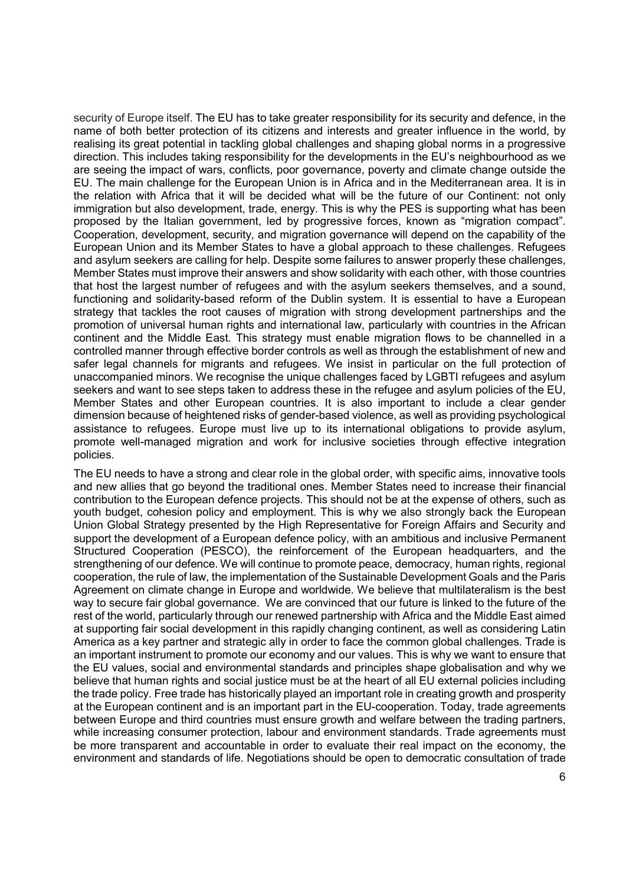security of Europe itself. The EU has to take greater responsibility for its security and defence, in the name of both better protection of its citizens and interests and greater influence in the world, by realising its great potential in tackling global challenges and shaping global norms in a progressive direction. This includes taking responsibility for the developments in the EU's neighbourhood as we are seeing the impact of wars, conflicts, poor governance, poverty and climate change outside the EU. The main challenge for the European Union is in Africa and in the Mediterranean area. It is in the relation with Africa that it will be decided what will be the future of our Continent: not only immigration but also development, trade, energy. This is why the PES is supporting what has been proposed by the Italian government, led by progressive forces, known as "migration compact". Cooperation, development, security, and migration governance will depend on the capability of the European Union and its Member States to have a global approach to these challenges. Refugees and asylum seekers are calling for help. Despite some failures to answer properly these challenges, Member States must improve their answers and show solidarity with each other, with those countries that host the largest number of refugees and with the asylum seekers themselves, and a sound, functioning and solidarity-based reform of the Dublin system. It is essential to have a European strategy that tackles the root causes of migration with strong development partnerships and the promotion of universal human rights and international law, particularly with countries in the African continent and the Middle East. This strategy must enable migration flows to be channelled in a controlled manner through effective border controls as well as through the establishment of new and safer legal channels for migrants and refugees. We insist in particular on the full protection of unaccompanied minors. We recognise the unique challenges faced by LGBTI refugees and asylum seekers and want to see steps taken to address these in the refugee and asylum policies of the EU, Member States and other European countries. It is also important to include a clear gender dimension because of heightened risks of gender-based violence, as well as providing psychological assistance to refugees. Europe must live up to its international obligations to provide asylum, promote well-managed migration and work for inclusive societies through effective integration policies.

The EU needs to have a strong and clear role in the global order, with specific aims, innovative tools and new allies that go beyond the traditional ones. Member States need to increase their financial contribution to the European defence projects. This should not be at the expense of others, such as youth budget, cohesion policy and employment. This is why we also strongly back the European Union Global Strategy presented by the High Representative for Foreign Affairs and Security and support the development of a European defence policy, with an ambitious and inclusive Permanent Structured Cooperation (PESCO), the reinforcement of the European headquarters, and the strengthening of our defence. We will continue to promote peace, democracy, human rights, regional cooperation, the rule of law, the implementation of the Sustainable Development Goals and the Paris Agreement on climate change in Europe and worldwide. We believe that multilateralism is the best way to secure fair global governance. We are convinced that our future is linked to the future of the rest of the world, particularly through our renewed partnership with Africa and the Middle East aimed at supporting fair social development in this rapidly changing continent, as well as considering Latin America as a key partner and strategic ally in order to face the common global challenges. Trade is an important instrument to promote our economy and our values. This is why we want to ensure that the EU values, social and environmental standards and principles shape globalisation and why we believe that human rights and social justice must be at the heart of all EU external policies including the trade policy. Free trade has historically played an important role in creating growth and prosperity at the European continent and is an important part in the EU-cooperation. Today, trade agreements between Europe and third countries must ensure growth and welfare between the trading partners, while increasing consumer protection, labour and environment standards. Trade agreements must be more transparent and accountable in order to evaluate their real impact on the economy, the environment and standards of life. Negotiations should be open to democratic consultation of trade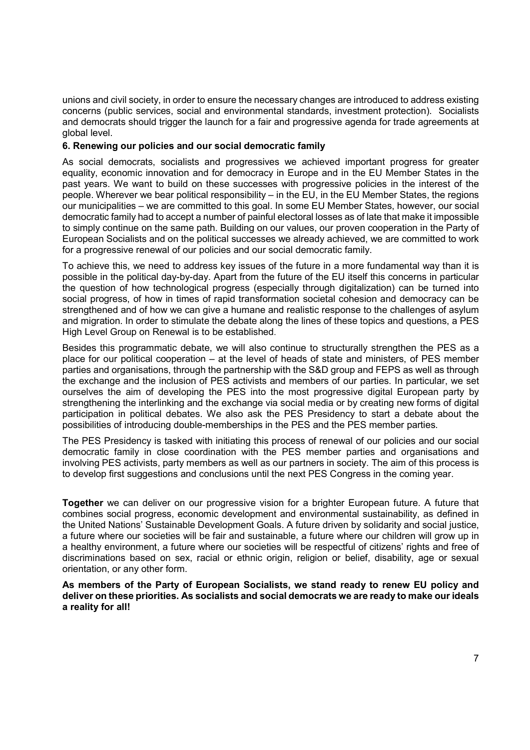unions and civil society, in order to ensure the necessary changes are introduced to address existing concerns (public services, social and environmental standards, investment protection). Socialists and democrats should trigger the launch for a fair and progressive agenda for trade agreements at global level.

### 6. Renewing our policies and our social democratic family

As social democrats, socialists and progressives we achieved important progress for greater equality, economic innovation and for democracy in Europe and in the EU Member States in the past years. We want to build on these successes with progressive policies in the interest of the people. Wherever we bear political responsibility – in the EU, in the EU Member States, the regions our municipalities – we are committed to this goal. In some EU Member States, however, our social democratic family had to accept a number of painful electoral losses as of late that make it impossible to simply continue on the same path. Building on our values, our proven cooperation in the Party of European Socialists and on the political successes we already achieved, we are committed to work for a progressive renewal of our policies and our social democratic family.

To achieve this, we need to address key issues of the future in a more fundamental way than it is possible in the political day-by-day. Apart from the future of the EU itself this concerns in particular the question of how technological progress (especially through digitalization) can be turned into social progress, of how in times of rapid transformation societal cohesion and democracy can be strengthened and of how we can give a humane and realistic response to the challenges of asylum and migration. In order to stimulate the debate along the lines of these topics and questions, a PES High Level Group on Renewal is to be established.

Besides this programmatic debate, we will also continue to structurally strengthen the PES as a place for our political cooperation – at the level of heads of state and ministers, of PES member parties and organisations, through the partnership with the S&D group and FEPS as well as through the exchange and the inclusion of PES activists and members of our parties. In particular, we set ourselves the aim of developing the PES into the most progressive digital European party by strengthening the interlinking and the exchange via social media or by creating new forms of digital participation in political debates. We also ask the PES Presidency to start a debate about the possibilities of introducing double-memberships in the PES and the PES member parties.

The PES Presidency is tasked with initiating this process of renewal of our policies and our social democratic family in close coordination with the PES member parties and organisations and involving PES activists, party members as well as our partners in society. The aim of this process is to develop first suggestions and conclusions until the next PES Congress in the coming year.

**Together** we can deliver on our progressive vision for a brighter European future. A future that combines social progress, economic development and environmental sustainability, as defined in the United Nations' Sustainable Development Goals. A future driven by solidarity and social justice, a future where our societies will be fair and sustainable, a future where our children will grow up in a healthy environment, a future where our societies will be respectful of citizens' rights and free of discriminations based on sex, racial or ethnic origin, religion or belief, disability, age or sexual orientation, or any other form.

**As members of the Party of European Socialists, we stand ready to renew EU policy and deliver on these priorities. As socialists and social democrats we are ready to make our ideals a reality for all!**